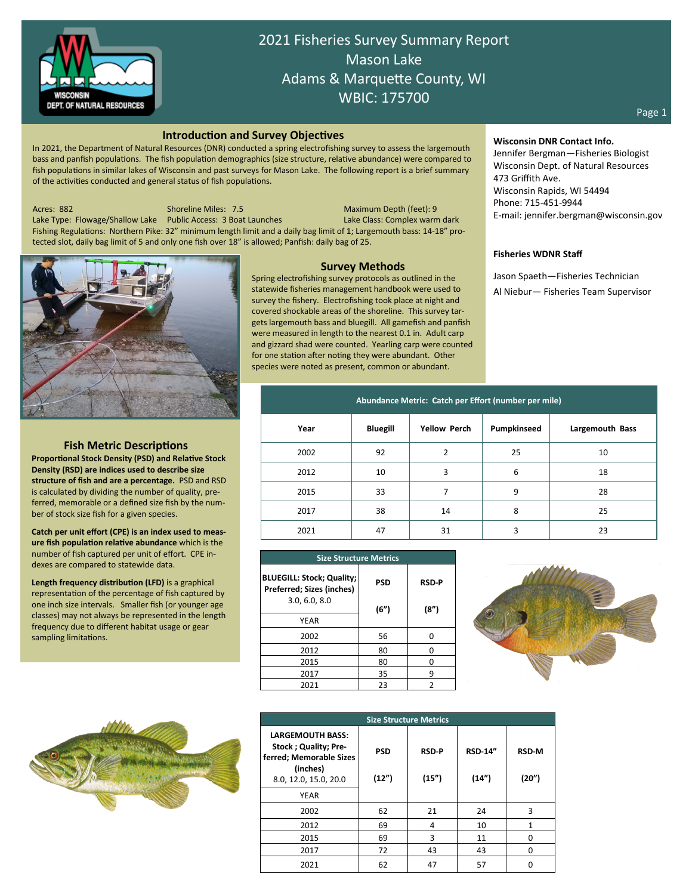# 2021 Fisheries Survey Summary Report
# Mason Lake
# Adams & Marquette County, WI
# WBIC: 175700

## Introduction and Survey Objectives

In 2021, the Department of Natural Resources (DNR) conducted a spring electrofishing survey to assess the largemouth bass and panfish populations. The fish population demographics (size structure, relative abundance) were compared to fish populations in similar lakes of Wisconsin and past surveys for Mason Lake. The following report is a brief summary of the activities conducted and general status of fish populations.

Acres: 882
Shoreline Miles: 7.5
Maximum Depth (feet): 9
Lake Type: Flowage/Shallow Lake
Public Access: 3 Boat Launches
Lake Class: Complex warm dark
Fishing Regulations: Northern Pike: 32" minimum length limit and a daily bag limit of 1; Largemouth bass: 14-18" protected slot, daily bag limit of 5 and only one fish over 18" is allowed; Panfish: daily bag of 25.

**Wisconsin DNR Contact Info.**
Jennifer Bergman—Fisheries Biologist
Wisconsin Dept. of Natural Resources
473 Griffith Ave.
Wisconsin Rapids, WI 54494
Phone: 715-451-9944
E-mail: jennifer.bergman@wisconsin.gov

**Fisheries WDNR Staff**

Jason Spaeth—Fisheries Technician
Al Niebur— Fisheries Team Supervisor

## Survey Methods

Spring electrofishing survey protocols as outlined in the statewide fisheries management handbook were used to survey the fishery. Electrofishing took place at night and covered shockable areas of the shoreline. This survey targets largemouth bass and bluegill. All gamefish and panfish were measured in length to the nearest 0.1 in. Adult carp and gizzard shad were counted. Yearling carp were counted for one station after noting they were abundant. Other species were noted as present, common or abundant.

## Fish Metric Descriptions

**Proportional Stock Density (PSD) and Relative Stock Density (RSD) are indices used to describe size structure of fish and are a percentage.** PSD and RSD is calculated by dividing the number of quality, preferred, memorable or a defined size fish by the number of stock size fish for a given species.

**Catch per unit effort (CPE) is an index used to measure fish population relative abundance** which is the number of fish captured per unit of effort. CPE indexes are compared to statewide data.

**Length frequency distribution (LFD)** is a graphical representation of the percentage of fish captured by one inch size intervals. Smaller fish (or younger age classes) may not always be represented in the length frequency due to different habitat usage or gear sampling limitations.

**Abundance Metric: Catch per Effort (number per mile)**

| Year | Bluegill | Yellow Perch | Pumpkinseed | Largemouth Bass |
|---|---|---|---|---|
| 2002 | 92 | 2 | 25 | 10 |
| 2012 | 10 | 3 | 6 | 18 |
| 2015 | 33 | 7 | 9 | 28 |
| 2017 | 38 | 14 | 8 | 25 |
| 2021 | 47 | 31 | 3 | 23 |

**Size Structure Metrics**

| BLUEGILL: Stock; Quality; Preferred; Sizes (inches) 3.0, 6.0, 8.0 | PSD (6") | RSD-P (8") |
|---|---|---|
| YEAR | | |
| 2002 | 56 | 0 |
| 2012 | 80 | 0 |
| 2015 | 80 | 0 |
| 2017 | 35 | 9 |
| 2021 | 23 | 2 |

**Size Structure Metrics**

| LARGEMOUTH BASS: Stock ; Quality; Preferred; Memorable Sizes (inches) 8.0, 12.0, 15.0, 20.0 | PSD (12") | RSD-P (15") | RSD-14" (14") | RSD-M (20") |
|---|---|---|---|---|
| YEAR | | | | |
| 2002 | 62 | 21 | 24 | 3 |
| 2012 | 69 | 4 | 10 | 1 |
| 2015 | 69 | 3 | 11 | 0 |
| 2017 | 72 | 43 | 43 | 0 |
| 2021 | 62 | 47 | 57 | 0 |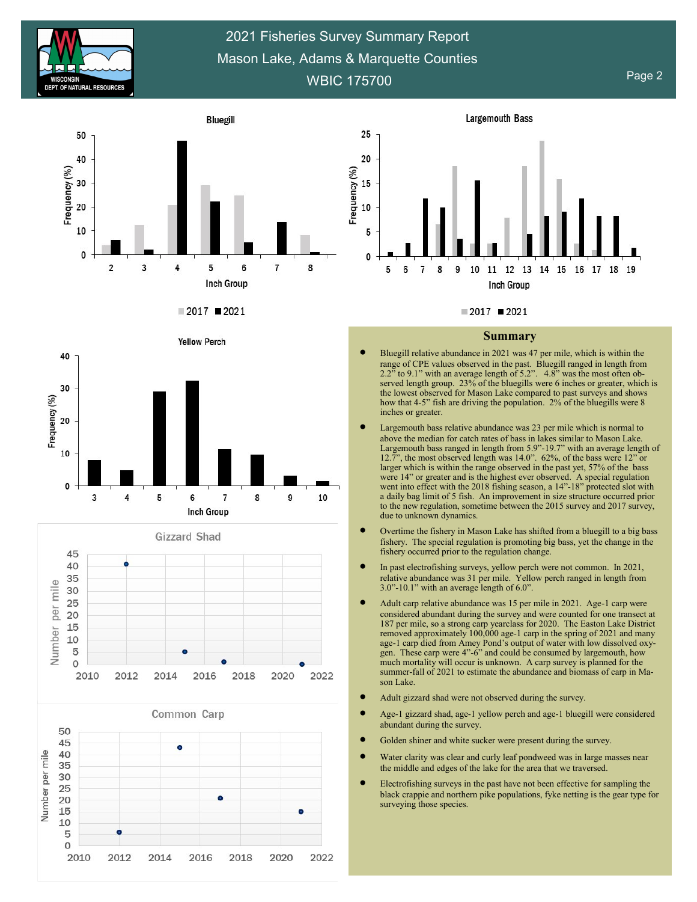Bluegill

Frequency (%)

50
40
30
20
10
0

2 3 4 5 6 7 8

Inch Group

2017 2021

Largemouth Bass

Frequency (%)

25
20
15
10
5
0

5 6 7 8 9 10 11 12 13 14 15 16 17 18 19

Inch Group

2017 2021

Yellow Perch

Frequency (%)

40
30
20
10
0

3 4 5 6 7 8 9 10

Inch Group

Gizzard Shad

Number per mile

45
40
35
30
25
20
15
10
5
0

2010 2012 2014 2016 2018 2020 2022

Common Carp

Number per mile

50
45
40
35
30
25
20
15
10
5
0

2010 2012 2014 2016 2018 2020 2022

## Summary

- Bluegill relative abundance in 2021 was 47 per mile, which is within the range of CPE values observed in the past. Bluegill ranged in length from 2.2" to 9.1" with an average length of 5.2". 4.8" was the most often observed length group. 23% of the bluegills were 6 inches or greater, which is the lowest observed for Mason Lake compared to past surveys and shows how that 4-5" fish are driving the population. 2% of the bluegills were 8 inches or greater.
- Largemouth bass relative abundance was 23 per mile which is normal to above the median for catch rates of bass in lakes similar to Mason Lake. Largemouth bass ranged in length from 5.9"-19.7" with an average length of 12.7", the most observed length was 14.0". 62%, of the bass were 12" or larger which is within the range observed in the past yet, 57% of the bass were 14" or greater and is the highest ever observed. A special regulation went into effect with the 2018 fishing season, a 14"-18" protected slot with a daily bag limit of 5 fish. An improvement in size structure occurred prior to the new regulation, sometime between the 2015 survey and 2017 survey, due to unknown dynamics.
- Overtime the fishery in Mason Lake has shifted from a bluegill to a big bass fishery. The special regulation is promoting big bass, yet the change in the fishery occurred prior to the regulation change.
- In past electrofishing surveys, yellow perch were not common. In 2021, relative abundance was 31 per mile. Yellow perch ranged in length from 3.0"-10.1" with an average length of 6.0".
- Adult carp relative abundance was 15 per mile in 2021. Age-1 carp were considered abundant during the survey and were counted for one transect at 187 per mile, so a strong carp yearclass for 2020. The Easton Lake District removed approximately 100,000 age-1 carp in the spring of 2021 and many age-1 carp died from Amey Pond's output of water with low dissolved oxygen. These carp were 4"-6" and could be consumed by largemouth, how much mortality will occur is unknown. A carp survey is planned for the summer-fall of 2021 to estimate the abundance and biomass of carp in Mason Lake.
- Adult gizzard shad were not observed during the survey.
- Age-1 gizzard shad, age-1 yellow perch and age-1 bluegill were considered abundant during the survey.
- Golden shiner and white sucker were present during the survey.
- Water clarity was clear and curly leaf pondweed was in large masses near the middle and edges of the lake for the area that we traversed.
- Electrofishing surveys in the past have not been effective for sampling the black crappie and northern pike populations, fyke netting is the gear type for surveying those species.